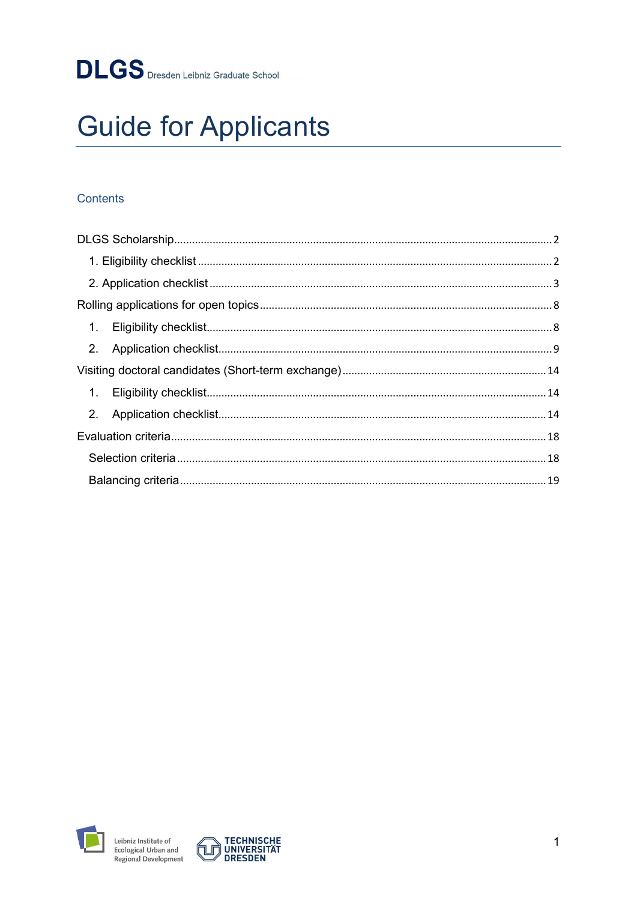**DLGS** Dresden Leibniz Graduate School

# Guide for Applicants

## Contents

DLGS Scholarship .......... 2

- 1. Eligibility checklist .......... 2
- 2. Application checklist .......... 3

Rolling applications for open topics .......... 8

- 1. Eligibility checklist .......... 8
- 2. Application checklist .......... 9

Visiting doctoral candidates (Short-term exchange) .......... 14

- 1. Eligibility checklist .......... 14
- 2. Application checklist .......... 14

Evaluation criteria .......... 18

- Selection criteria .......... 18
- Balancing criteria .......... 19

Leibniz Institute of Ecological Urban and Regional Development

TECHNISCHE UNIVERSITÄT DRESDEN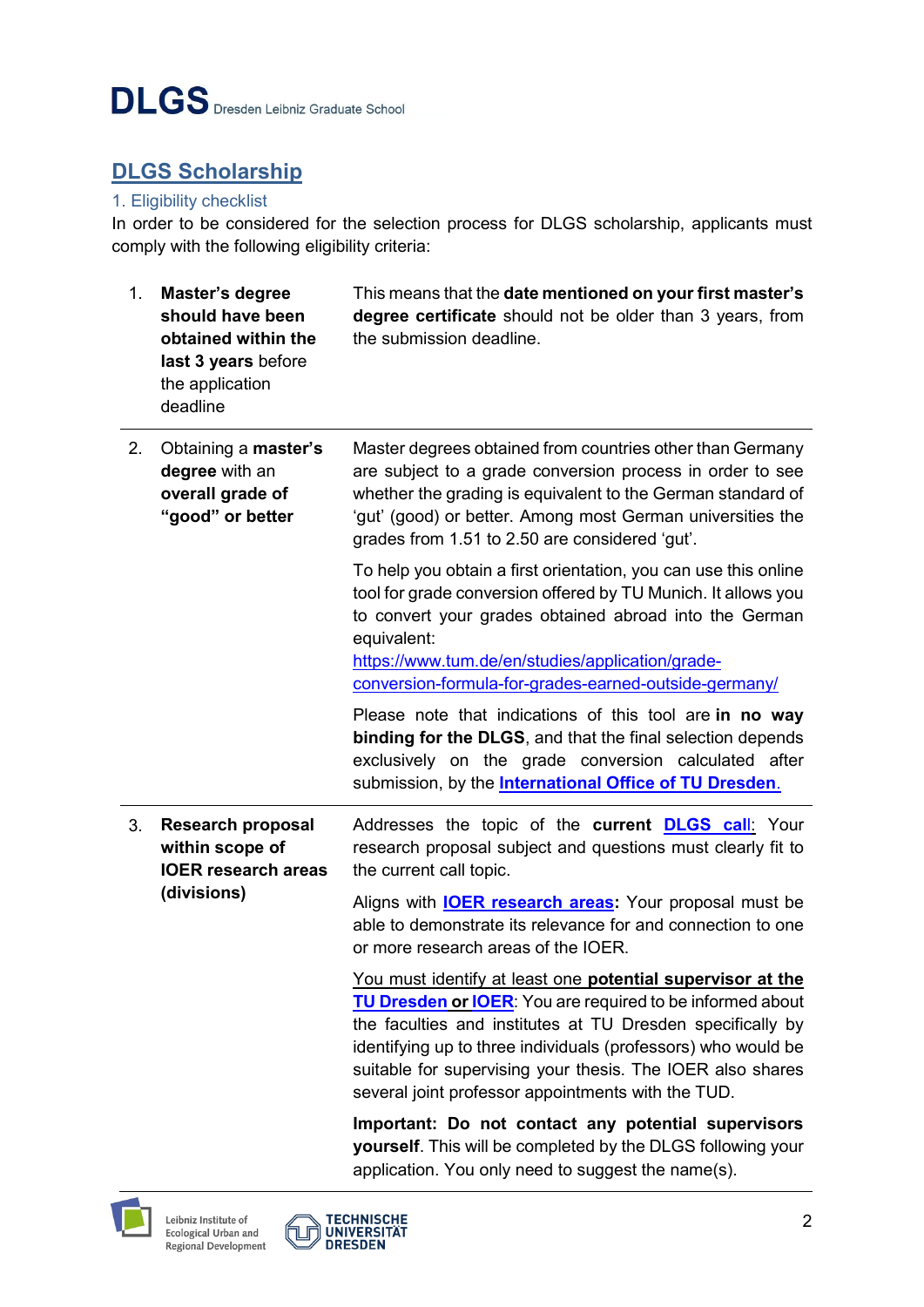# DLGS Dresden Leibniz Graduate School

## DLGS Scholarship

### 1. Eligibility checklist

In order to be considered for the selection process for DLGS scholarship, applicants must comply with the following eligibility criteria:

| | Criterion | Details |
|---|---|---|
| 1. | **Master's degree should have been obtained within the last 3 years** before the application deadline | This means that the **date mentioned on your first master's degree certificate** should not be older than 3 years, from the submission deadline. |
| 2. | Obtaining a **master's degree** with an **overall grade of "good" or better** | Master degrees obtained from countries other than Germany are subject to a grade conversion process in order to see whether the grading is equivalent to the German standard of 'gut' (good) or better. Among most German universities the grades from 1.51 to 2.50 are considered 'gut'.<br><br>To help you obtain a first orientation, you can use this online tool for grade conversion offered by TU Munich. It allows you to convert your grades obtained abroad into the German equivalent: https://www.tum.de/en/studies/application/grade-conversion-formula-for-grades-earned-outside-germany/<br><br>Please note that indications of this tool are **in no way binding for the DLGS**, and that the final selection depends exclusively on the grade conversion calculated after submission, by the **International Office of TU Dresden**. |
| 3. | **Research proposal within scope of IOER research areas (divisions)** | Addresses the topic of the **current DLGS call**: Your research proposal subject and questions must clearly fit to the current call topic.<br><br>Aligns with **IOER research areas:** Your proposal must be able to demonstrate its relevance for and connection to one or more research areas of the IOER.<br><br>You must identify at least one **potential supervisor at the TU Dresden or IOER**: You are required to be informed about the faculties and institutes at TU Dresden specifically by identifying up to three individuals (professors) who would be suitable for supervising your thesis. The IOER also shares several joint professor appointments with the TUD.<br><br>**Important: Do not contact any potential supervisors yourself**. This will be completed by the DLGS following your application. You only need to suggest the name(s). |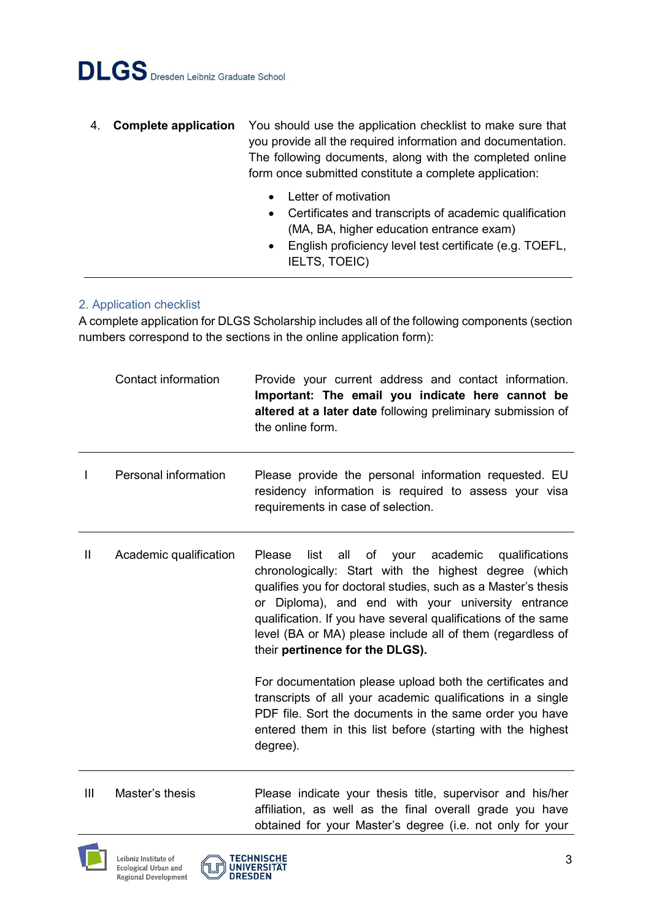| | | |
|---|---|---|
| 4. | **Complete application** | You should use the application checklist to make sure that you provide all the required information and documentation. The following documents, along with the completed online form once submitted constitute a complete application:<br>• Letter of motivation<br>• Certificates and transcripts of academic qualification (MA, BA, higher education entrance exam)<br>• English proficiency level test certificate (e.g. TOEFL, IELTS, TOEIC) |

## 2. Application checklist

A complete application for DLGS Scholarship includes all of the following components (section numbers correspond to the sections in the online application form):

| | | |
|---|---|---|
| | Contact information | Provide your current address and contact information. **Important: The email you indicate here cannot be altered at a later date** following preliminary submission of the online form. |
| I | Personal information | Please provide the personal information requested. EU residency information is required to assess your visa requirements in case of selection. |
| II | Academic qualification | Please list all of your academic qualifications chronologically: Start with the highest degree (which qualifies you for doctoral studies, such as a Master's thesis or Diploma), and end with your university entrance qualification. If you have several qualifications of the same level (BA or MA) please include all of them (regardless of their **pertinence for the DLGS).**<br><br>For documentation please upload both the certificates and transcripts of all your academic qualifications in a single PDF file. Sort the documents in the same order you have entered them in this list before (starting with the highest degree). |
| III | Master's thesis | Please indicate your thesis title, supervisor and his/her affiliation, as well as the final overall grade you have obtained for your Master's degree (i.e. not only for your |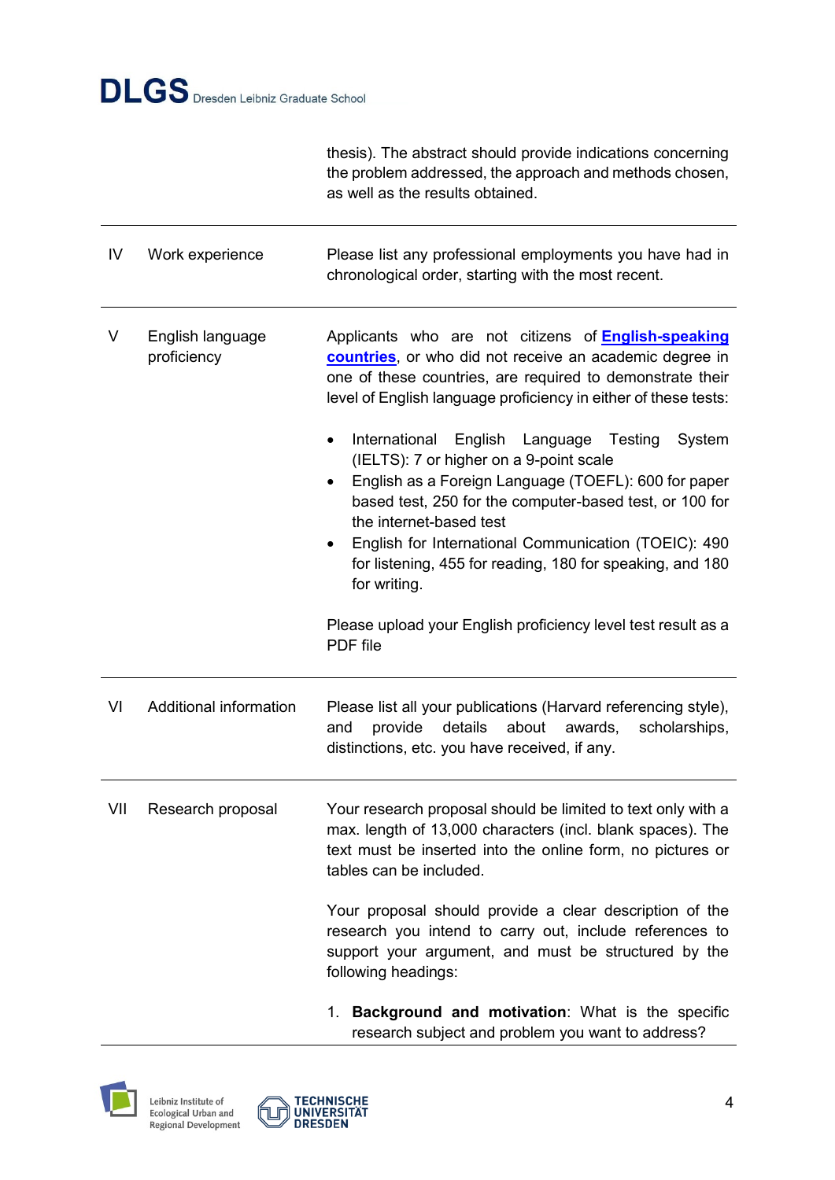| | | |
|---|---|---|
| | | thesis). The abstract should provide indications concerning the problem addressed, the approach and methods chosen, as well as the results obtained. |
| IV | Work experience | Please list any professional employments you have had in chronological order, starting with the most recent. |
| V | English language proficiency | Applicants who are not citizens of **English-speaking countries**, or who did not receive an academic degree in one of these countries, are required to demonstrate their level of English language proficiency in either of these tests:<br><br>• International English Language Testing System (IELTS): 7 or higher on a 9-point scale<br>• English as a Foreign Language (TOEFL): 600 for paper based test, 250 for the computer-based test, or 100 for the internet-based test<br>• English for International Communication (TOEIC): 490 for listening, 455 for reading, 180 for speaking, and 180 for writing.<br><br>Please upload your English proficiency level test result as a PDF file |
| VI | Additional information | Please list all your publications (Harvard referencing style), and provide details about awards, scholarships, distinctions, etc. you have received, if any. |
| VII | Research proposal | Your research proposal should be limited to text only with a max. length of 13,000 characters (incl. blank spaces). The text must be inserted into the online form, no pictures or tables can be included.<br><br>Your proposal should provide a clear description of the research you intend to carry out, include references to support your argument, and must be structured by the following headings:<br><br>1. **Background and motivation**: What is the specific research subject and problem you want to address? |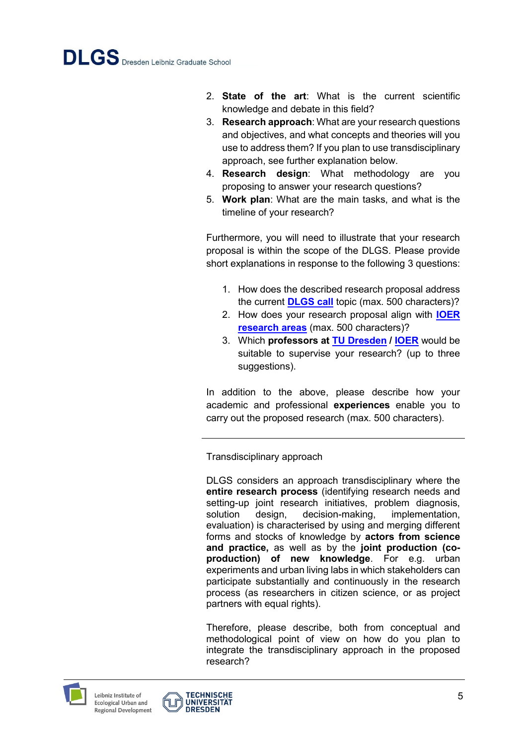2. **State of the art**: What is the current scientific knowledge and debate in this field?
3. **Research approach**: What are your research questions and objectives, and what concepts and theories will you use to address them? If you plan to use transdisciplinary approach, see further explanation below.
4. **Research design**: What methodology are you proposing to answer your research questions?
5. **Work plan**: What are the main tasks, and what is the timeline of your research?

Furthermore, you will need to illustrate that your research proposal is within the scope of the DLGS. Please provide short explanations in response to the following 3 questions:

1. How does the described research proposal address the current **DLGS call** topic (max. 500 characters)?
2. How does your research proposal align with **IOER research areas** (max. 500 characters)?
3. Which **professors at TU Dresden / IOER** would be suitable to supervise your research? (up to three suggestions).

In addition to the above, please describe how your academic and professional **experiences** enable you to carry out the proposed research (max. 500 characters).

---

Transdisciplinary approach

DLGS considers an approach transdisciplinary where the **entire research process** (identifying research needs and setting-up joint research initiatives, problem diagnosis, solution design, decision-making, implementation, evaluation) is characterised by using and merging different forms and stocks of knowledge by **actors from science and practice,** as well as by the **joint production (co-production) of new knowledge**. For e.g. urban experiments and urban living labs in which stakeholders can participate substantially and continuously in the research process (as researchers in citizen science, or as project partners with equal rights).

Therefore, please describe, both from conceptual and methodological point of view on how do you plan to integrate the transdisciplinary approach in the proposed research?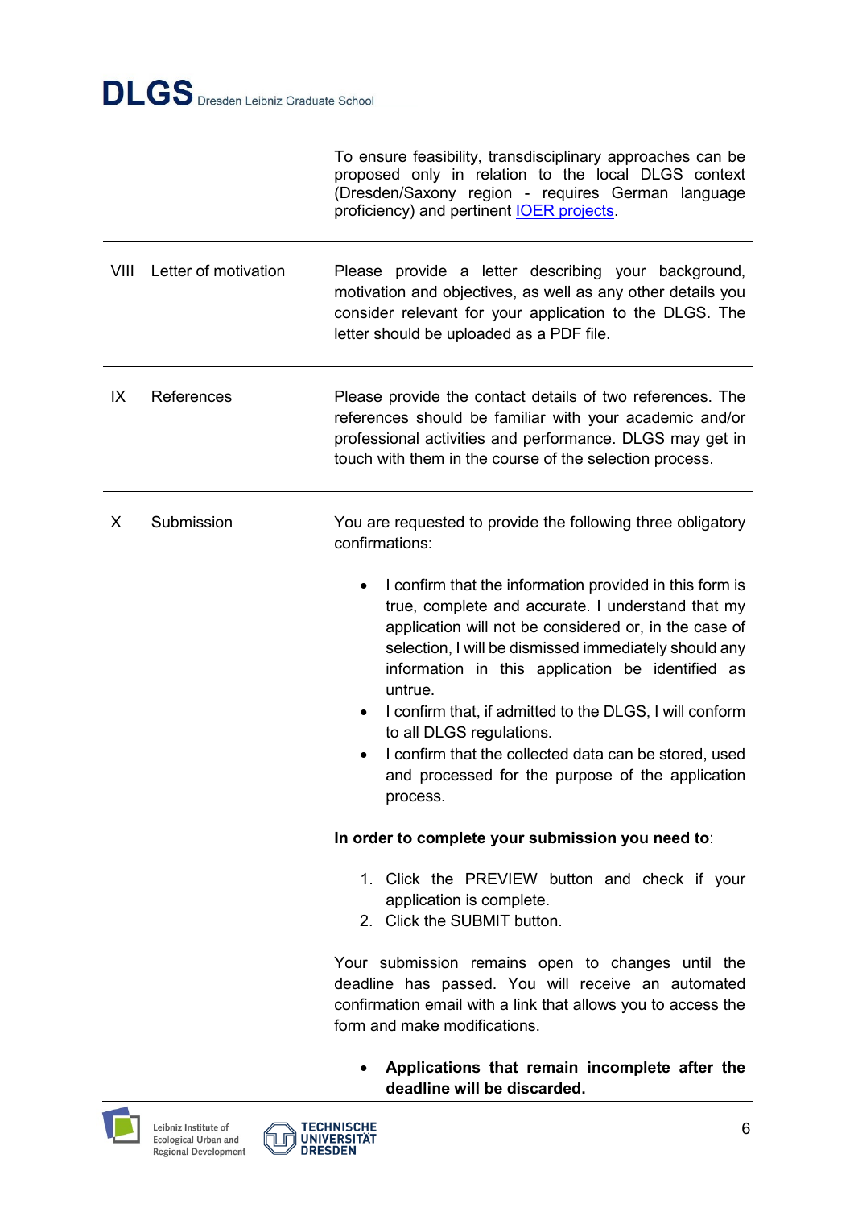| | | |
|---|---|---|
| | | To ensure feasibility, transdisciplinary approaches can be proposed only in relation to the local DLGS context (Dresden/Saxony region - requires German language proficiency) and pertinent IOER projects. |
| VIII | Letter of motivation | Please provide a letter describing your background, motivation and objectives, as well as any other details you consider relevant for your application to the DLGS. The letter should be uploaded as a PDF file. |
| IX | References | Please provide the contact details of two references. The references should be familiar with your academic and/or professional activities and performance. DLGS may get in touch with them in the course of the selection process. |
| X | Submission | You are requested to provide the following three obligatory confirmations:<br><br>• I confirm that the information provided in this form is true, complete and accurate. I understand that my application will not be considered or, in the case of selection, I will be dismissed immediately should any information in this application be identified as untrue.<br>• I confirm that, if admitted to the DLGS, I will conform to all DLGS regulations.<br>• I confirm that the collected data can be stored, used and processed for the purpose of the application process.<br><br>**In order to complete your submission you need to**:<br><br>1. Click the PREVIEW button and check if your application is complete.<br>2. Click the SUBMIT button.<br><br>Your submission remains open to changes until the deadline has passed. You will receive an automated confirmation email with a link that allows you to access the form and make modifications.<br><br>• **Applications that remain incomplete after the deadline will be discarded.** |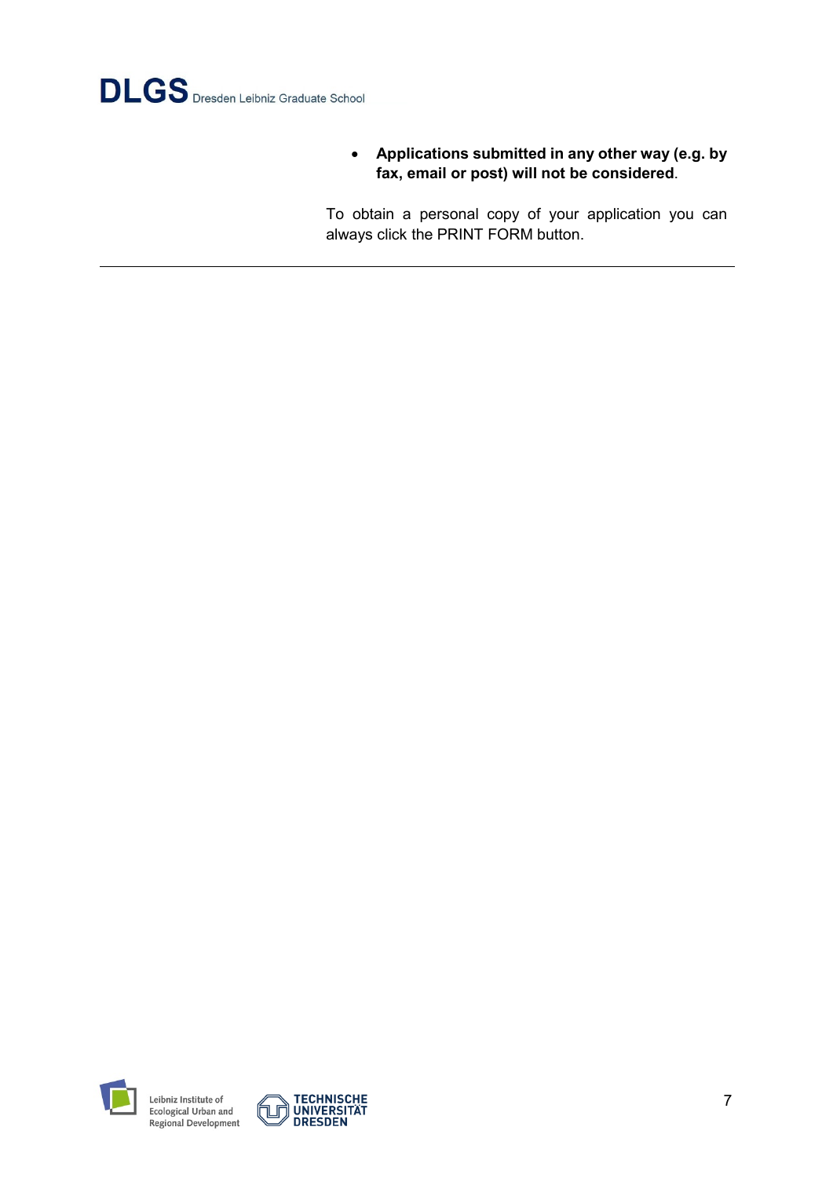- **Applications submitted in any other way (e.g. by fax, email or post) will not be considered**.

To obtain a personal copy of your application you can always click the PRINT FORM button.

---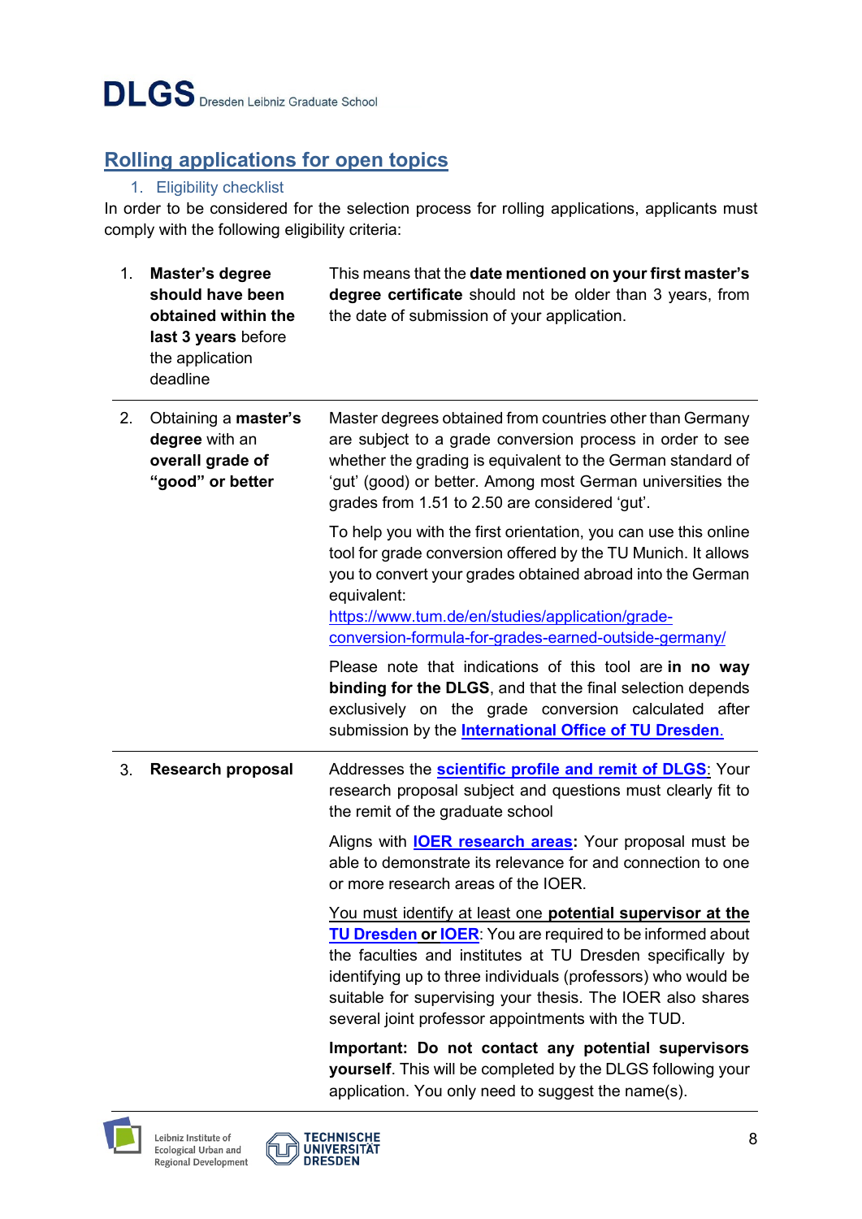## Rolling applications for open topics

### 1. Eligibility checklist

In order to be considered for the selection process for rolling applications, applicants must comply with the following eligibility criteria:

| | Criterion | Details |
|---|---|---|
| 1. | **Master's degree should have been obtained within the last 3 years** before the application deadline | This means that the **date mentioned on your first master's degree certificate** should not be older than 3 years, from the date of submission of your application. |
| 2. | Obtaining a **master's degree** with an **overall grade of "good" or better** | Master degrees obtained from countries other than Germany are subject to a grade conversion process in order to see whether the grading is equivalent to the German standard of 'gut' (good) or better. Among most German universities the grades from 1.51 to 2.50 are considered 'gut'.<br><br>To help you with the first orientation, you can use this online tool for grade conversion offered by the TU Munich. It allows you to convert your grades obtained abroad into the German equivalent: https://www.tum.de/en/studies/application/grade-conversion-formula-for-grades-earned-outside-germany/<br><br>Please note that indications of this tool are **in no way binding for the DLGS**, and that the final selection depends exclusively on the grade conversion calculated after submission by the **International Office of TU Dresden**. |
| 3. | **Research proposal** | Addresses the **scientific profile and remit of DLGS**: Your research proposal subject and questions must clearly fit to the remit of the graduate school<br><br>Aligns with **IOER research areas:** Your proposal must be able to demonstrate its relevance for and connection to one or more research areas of the IOER.<br><br>You must identify at least one **potential supervisor at the TU Dresden or IOER**: You are required to be informed about the faculties and institutes at TU Dresden specifically by identifying up to three individuals (professors) who would be suitable for supervising your thesis. The IOER also shares several joint professor appointments with the TUD.<br><br>**Important: Do not contact any potential supervisors yourself**. This will be completed by the DLGS following your application. You only need to suggest the name(s). |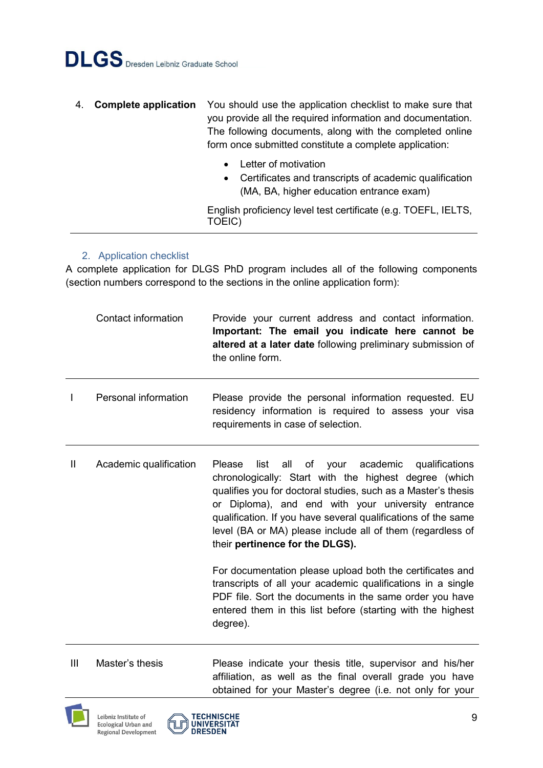| | | |
|---|---|---|
| 4. | **Complete application** | You should use the application checklist to make sure that you provide all the required information and documentation. The following documents, along with the completed online form once submitted constitute a complete application:<br>• Letter of motivation<br>• Certificates and transcripts of academic qualification (MA, BA, higher education entrance exam)<br>English proficiency level test certificate (e.g. TOEFL, IELTS, TOEIC) |

## 2. Application checklist

A complete application for DLGS PhD program includes all of the following components (section numbers correspond to the sections in the online application form):

| | | |
|---|---|---|
| | Contact information | Provide your current address and contact information. **Important: The email you indicate here cannot be altered at a later date** following preliminary submission of the online form. |
| I | Personal information | Please provide the personal information requested. EU residency information is required to assess your visa requirements in case of selection. |
| II | Academic qualification | Please list all of your academic qualifications chronologically: Start with the highest degree (which qualifies you for doctoral studies, such as a Master's thesis or Diploma), and end with your university entrance qualification. If you have several qualifications of the same level (BA or MA) please include all of them (regardless of their **pertinence for the DLGS).**<br><br>For documentation please upload both the certificates and transcripts of all your academic qualifications in a single PDF file. Sort the documents in the same order you have entered them in this list before (starting with the highest degree). |
| III | Master's thesis | Please indicate your thesis title, supervisor and his/her affiliation, as well as the final overall grade you have obtained for your Master's degree (i.e. not only for your |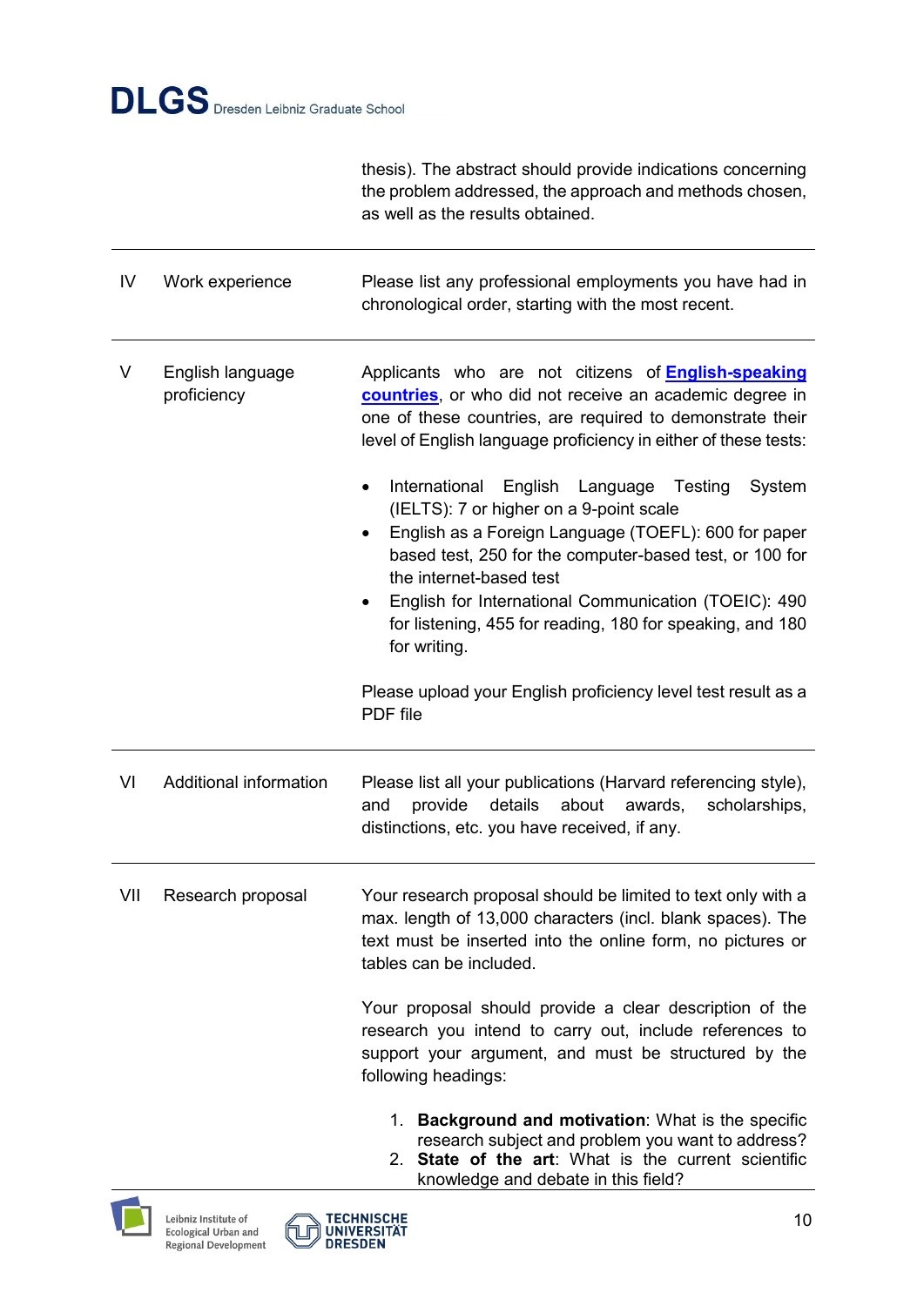| | | |
|---|---|---|
| | | thesis). The abstract should provide indications concerning the problem addressed, the approach and methods chosen, as well as the results obtained. |
| IV | Work experience | Please list any professional employments you have had in chronological order, starting with the most recent. |
| V | English language proficiency | Applicants who are not citizens of **English-speaking countries**, or who did not receive an academic degree in one of these countries, are required to demonstrate their level of English language proficiency in either of these tests:<br><br>• International English Language Testing System (IELTS): 7 or higher on a 9-point scale<br>• English as a Foreign Language (TOEFL): 600 for paper based test, 250 for the computer-based test, or 100 for the internet-based test<br>• English for International Communication (TOEIC): 490 for listening, 455 for reading, 180 for speaking, and 180 for writing.<br><br>Please upload your English proficiency level test result as a PDF file |
| VI | Additional information | Please list all your publications (Harvard referencing style), and provide details about awards, scholarships, distinctions, etc. you have received, if any. |
| VII | Research proposal | Your research proposal should be limited to text only with a max. length of 13,000 characters (incl. blank spaces). The text must be inserted into the online form, no pictures or tables can be included.<br><br>Your proposal should provide a clear description of the research you intend to carry out, include references to support your argument, and must be structured by the following headings:<br><br>1. **Background and motivation**: What is the specific research subject and problem you want to address?<br>2. **State of the art**: What is the current scientific knowledge and debate in this field? |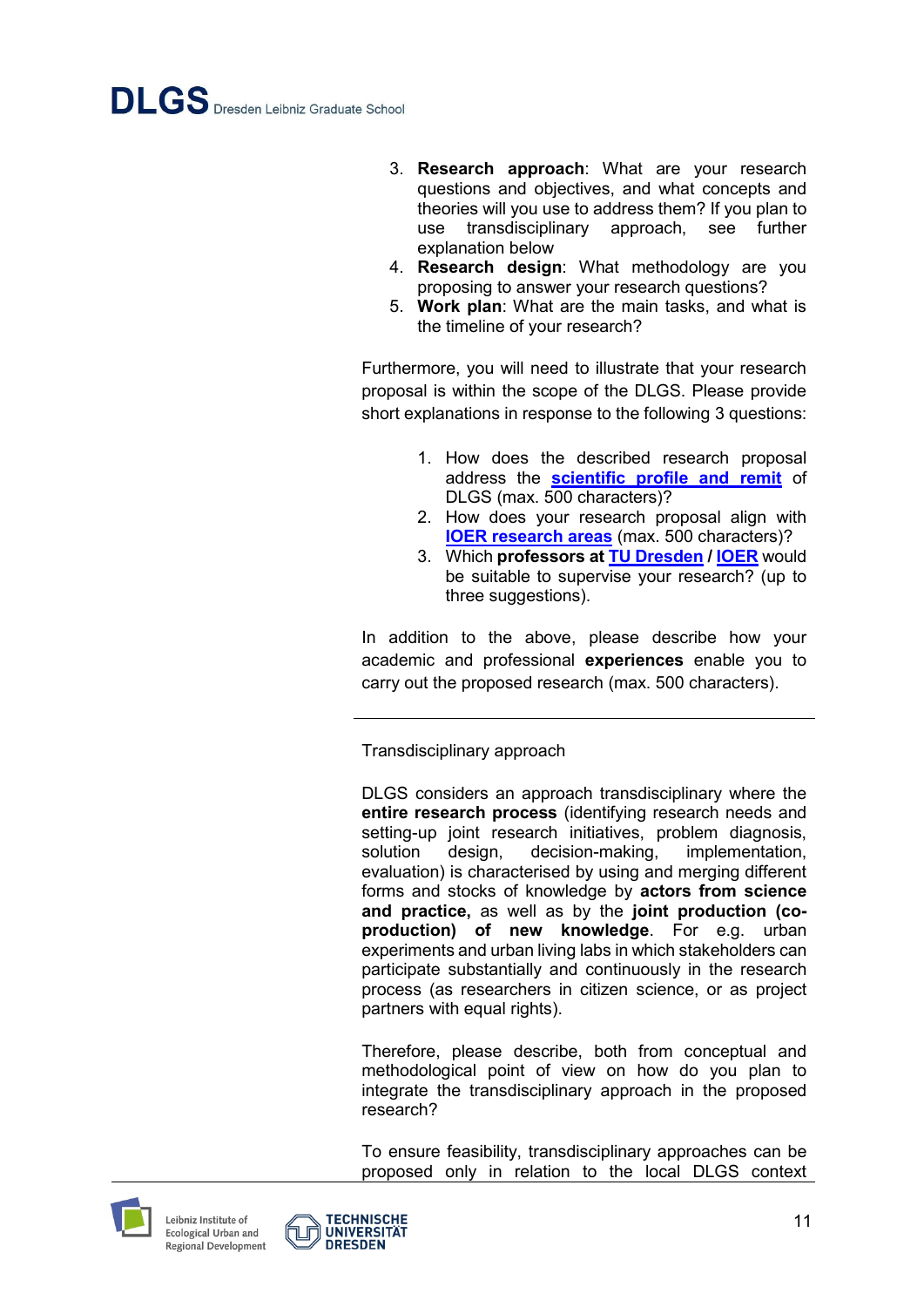3. **Research approach**: What are your research questions and objectives, and what concepts and theories will you use to address them? If you plan to use transdisciplinary approach, see further explanation below
4. **Research design**: What methodology are you proposing to answer your research questions?
5. **Work plan**: What are the main tasks, and what is the timeline of your research?

Furthermore, you will need to illustrate that your research proposal is within the scope of the DLGS. Please provide short explanations in response to the following 3 questions:

1. How does the described research proposal address the **scientific profile and remit** of DLGS (max. 500 characters)?
2. How does your research proposal align with **IOER research areas** (max. 500 characters)?
3. Which **professors at TU Dresden / IOER** would be suitable to supervise your research? (up to three suggestions).

In addition to the above, please describe how your academic and professional **experiences** enable you to carry out the proposed research (max. 500 characters).

---

Transdisciplinary approach

DLGS considers an approach transdisciplinary where the **entire research process** (identifying research needs and setting-up joint research initiatives, problem diagnosis, solution design, decision-making, implementation, evaluation) is characterised by using and merging different forms and stocks of knowledge by **actors from science and practice,** as well as by the **joint production (co-production) of new knowledge**. For e.g. urban experiments and urban living labs in which stakeholders can participate substantially and continuously in the research process (as researchers in citizen science, or as project partners with equal rights).

Therefore, please describe, both from conceptual and methodological point of view on how do you plan to integrate the transdisciplinary approach in the proposed research?

To ensure feasibility, transdisciplinary approaches can be proposed only in relation to the local DLGS context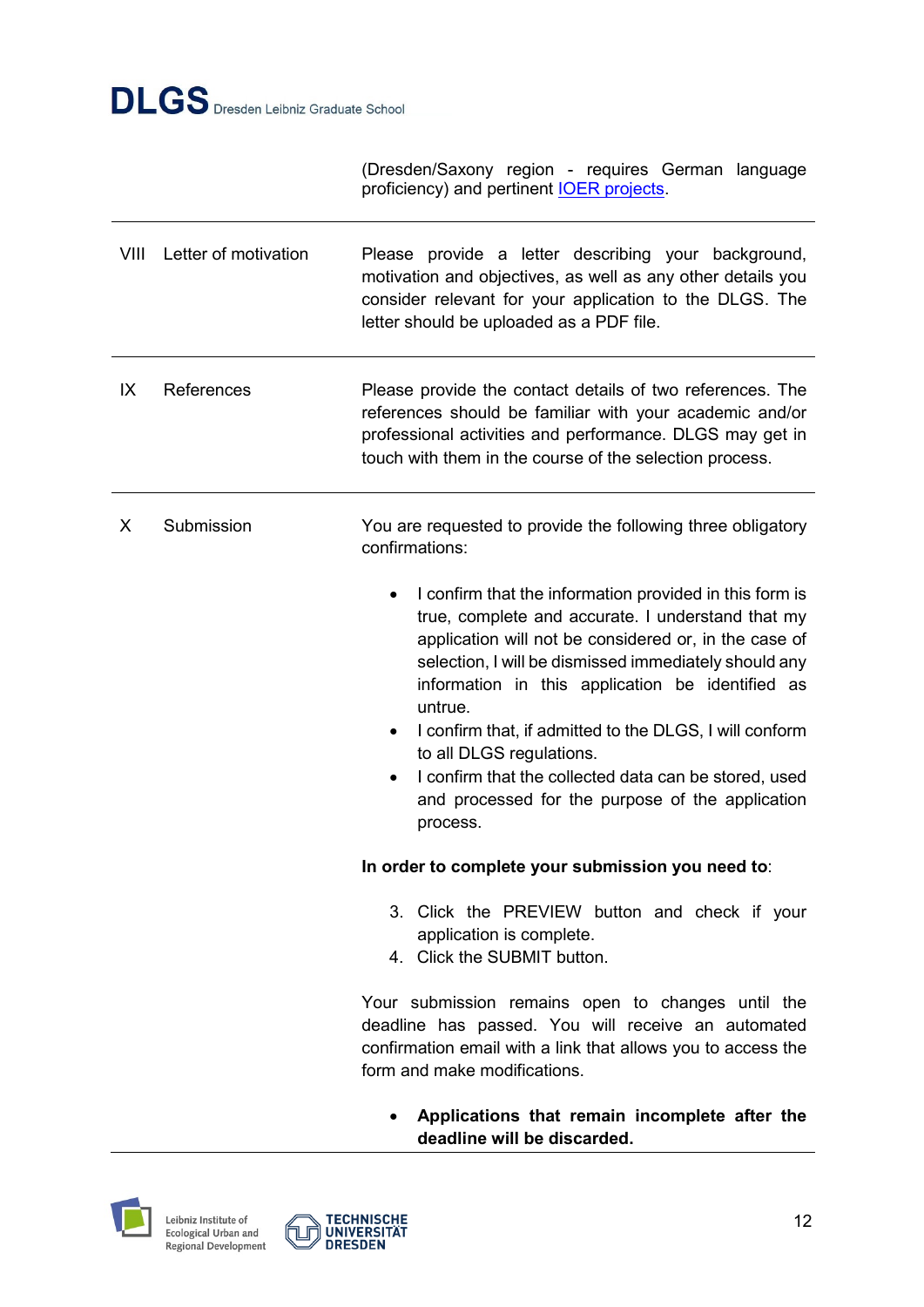| | | |
|---|---|---|
| | | (Dresden/Saxony region - requires German language proficiency) and pertinent [IOER projects]. |
| VIII | Letter of motivation | Please provide a letter describing your background, motivation and objectives, as well as any other details you consider relevant for your application to the DLGS. The letter should be uploaded as a PDF file. |
| IX | References | Please provide the contact details of two references. The references should be familiar with your academic and/or professional activities and performance. DLGS may get in touch with them in the course of the selection process. |
| X | Submission | You are requested to provide the following three obligatory confirmations:<br><br>• I confirm that the information provided in this form is true, complete and accurate. I understand that my application will not be considered or, in the case of selection, I will be dismissed immediately should any information in this application be identified as untrue.<br>• I confirm that, if admitted to the DLGS, I will conform to all DLGS regulations.<br>• I confirm that the collected data can be stored, used and processed for the purpose of the application process.<br><br>**In order to complete your submission you need to**:<br><br>3. Click the PREVIEW button and check if your application is complete.<br>4. Click the SUBMIT button.<br><br>Your submission remains open to changes until the deadline has passed. You will receive an automated confirmation email with a link that allows you to access the form and make modifications.<br><br>• **Applications that remain incomplete after the deadline will be discarded.** |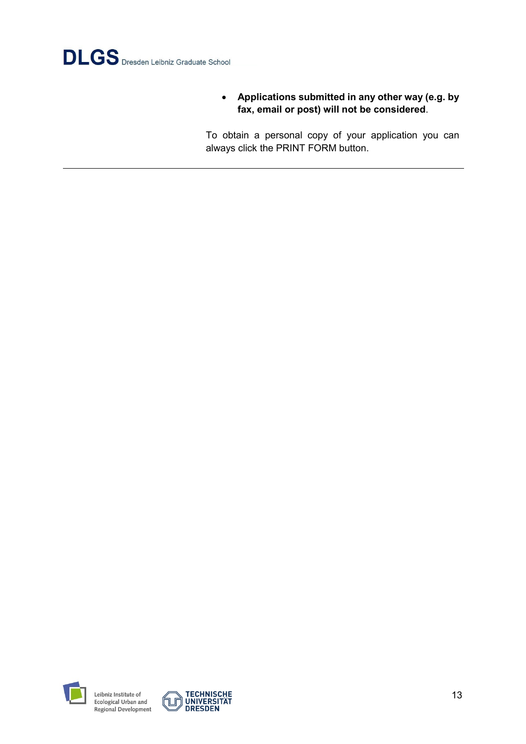- **Applications submitted in any other way (e.g. by fax, email or post) will not be considered**.

To obtain a personal copy of your application you can always click the PRINT FORM button.

---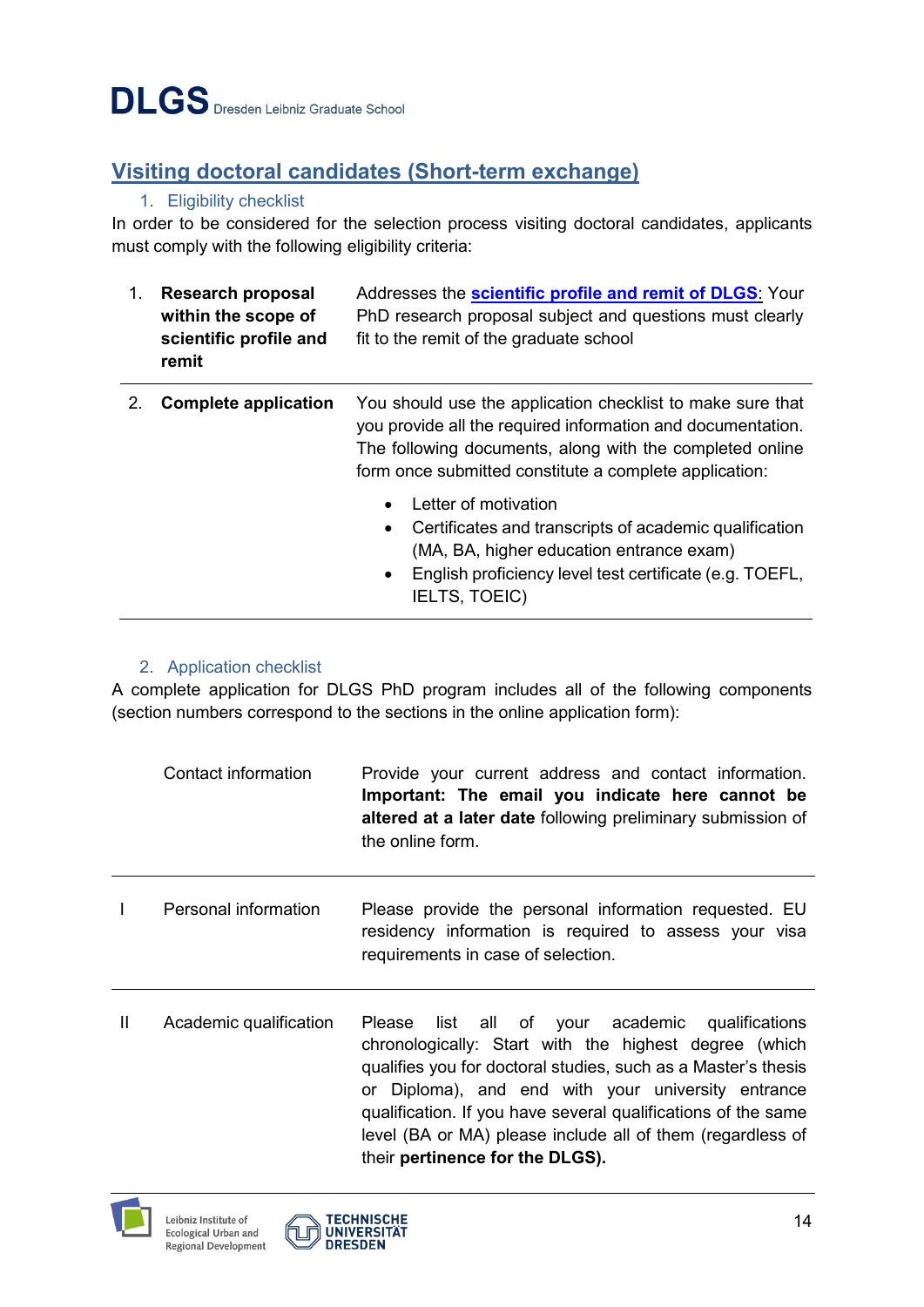## Visiting doctoral candidates (Short-term exchange)

### 1. Eligibility checklist

In order to be considered for the selection process visiting doctoral candidates, applicants must comply with the following eligibility criteria:

| | | |
|---|---|---|
| 1. | **Research proposal within the scope of scientific profile and remit** | Addresses the **scientific profile and remit of DLGS**: Your PhD research proposal subject and questions must clearly fit to the remit of the graduate school |
| 2. | **Complete application** | You should use the application checklist to make sure that you provide all the required information and documentation. The following documents, along with the completed online form once submitted constitute a complete application:<br>• Letter of motivation<br>• Certificates and transcripts of academic qualification (MA, BA, higher education entrance exam)<br>• English proficiency level test certificate (e.g. TOEFL, IELTS, TOEIC) |

### 2. Application checklist

A complete application for DLGS PhD program includes all of the following components (section numbers correspond to the sections in the online application form):

| | | |
|---|---|---|
| | Contact information | Provide your current address and contact information. **Important: The email you indicate here cannot be altered at a later date** following preliminary submission of the online form. |
| I | Personal information | Please provide the personal information requested. EU residency information is required to assess your visa requirements in case of selection. |
| II | Academic qualification | Please list all of your academic qualifications chronologically: Start with the highest degree (which qualifies you for doctoral studies, such as a Master's thesis or Diploma), and end with your university entrance qualification. If you have several qualifications of the same level (BA or MA) please include all of them (regardless of their **pertinence for the DLGS).** |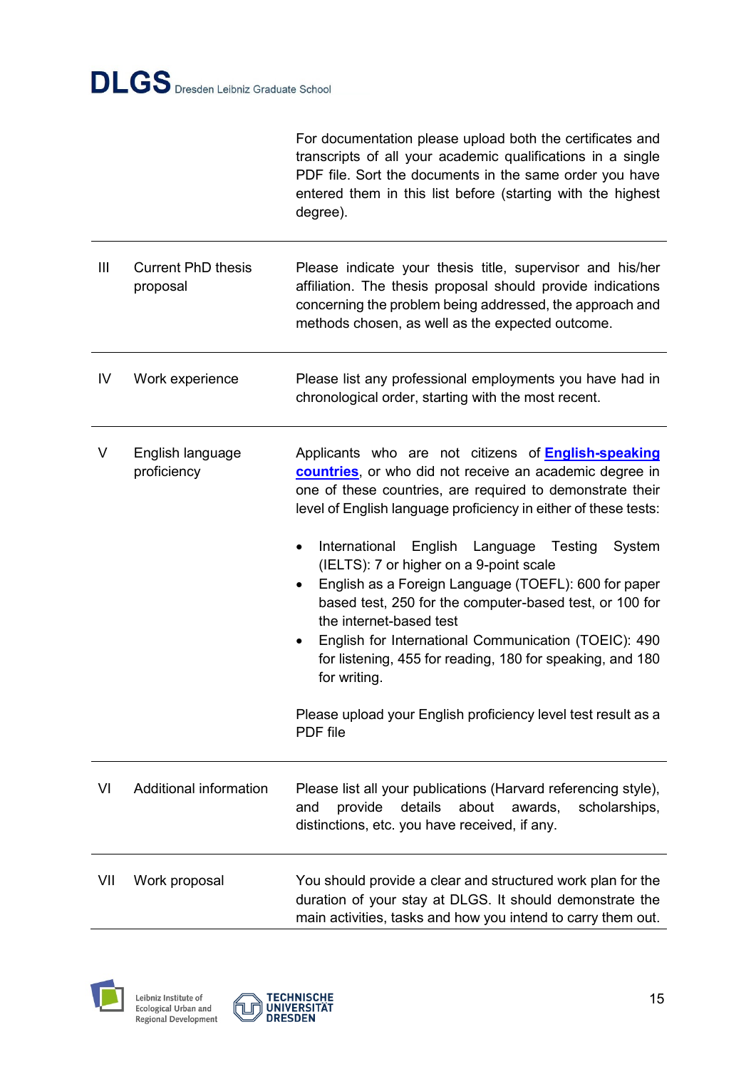| | | |
|---|---|---|
| | | For documentation please upload both the certificates and transcripts of all your academic qualifications in a single PDF file. Sort the documents in the same order you have entered them in this list before (starting with the highest degree). |
| III | Current PhD thesis proposal | Please indicate your thesis title, supervisor and his/her affiliation. The thesis proposal should provide indications concerning the problem being addressed, the approach and methods chosen, as well as the expected outcome. |
| IV | Work experience | Please list any professional employments you have had in chronological order, starting with the most recent. |
| V | English language proficiency | Applicants who are not citizens of **English-speaking countries**, or who did not receive an academic degree in one of these countries, are required to demonstrate their level of English language proficiency in either of these tests:<br><br>• International English Language Testing System (IELTS): 7 or higher on a 9-point scale<br>• English as a Foreign Language (TOEFL): 600 for paper based test, 250 for the computer-based test, or 100 for the internet-based test<br>• English for International Communication (TOEIC): 490 for listening, 455 for reading, 180 for speaking, and 180 for writing.<br><br>Please upload your English proficiency level test result as a PDF file |
| VI | Additional information | Please list all your publications (Harvard referencing style), and provide details about awards, scholarships, distinctions, etc. you have received, if any. |
| VII | Work proposal | You should provide a clear and structured work plan for the duration of your stay at DLGS. It should demonstrate the main activities, tasks and how you intend to carry them out. |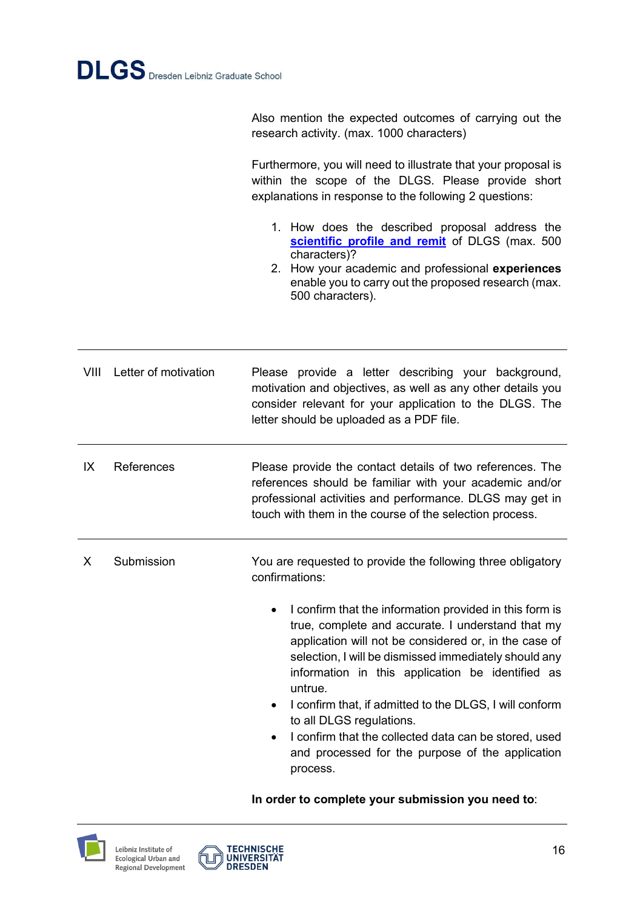Also mention the expected outcomes of carrying out the research activity. (max. 1000 characters)

Furthermore, you will need to illustrate that your proposal is within the scope of the DLGS. Please provide short explanations in response to the following 2 questions:

1. How does the described proposal address the **scientific profile and remit** of DLGS (max. 500 characters)?
2. How your academic and professional **experiences** enable you to carry out the proposed research (max. 500 characters).

---

| | | |
|---|---|---|
| VIII | Letter of motivation | Please provide a letter describing your background, motivation and objectives, as well as any other details you consider relevant for your application to the DLGS. The letter should be uploaded as a PDF file. |
| IX | References | Please provide the contact details of two references. The references should be familiar with your academic and/or professional activities and performance. DLGS may get in touch with them in the course of the selection process. |
| X | Submission | You are requested to provide the following three obligatory confirmations: |

- I confirm that the information provided in this form is true, complete and accurate. I understand that my application will not be considered or, in the case of selection, I will be dismissed immediately should any information in this application be identified as untrue.
- I confirm that, if admitted to the DLGS, I will conform to all DLGS regulations.
- I confirm that the collected data can be stored, used and processed for the purpose of the application process.

**In order to complete your submission you need to**: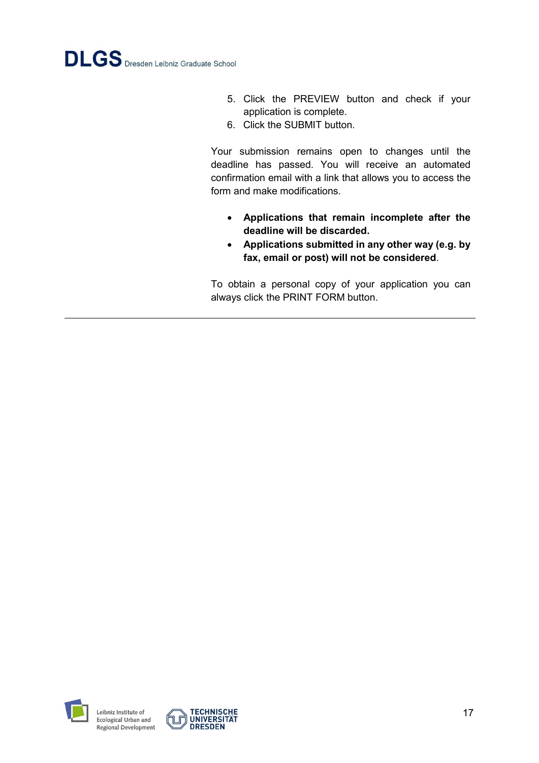5. Click the PREVIEW button and check if your application is complete.
6. Click the SUBMIT button.

Your submission remains open to changes until the deadline has passed. You will receive an automated confirmation email with a link that allows you to access the form and make modifications.

- **Applications that remain incomplete after the deadline will be discarded.**
- **Applications submitted in any other way (e.g. by fax, email or post) will not be considered**.

To obtain a personal copy of your application you can always click the PRINT FORM button.

---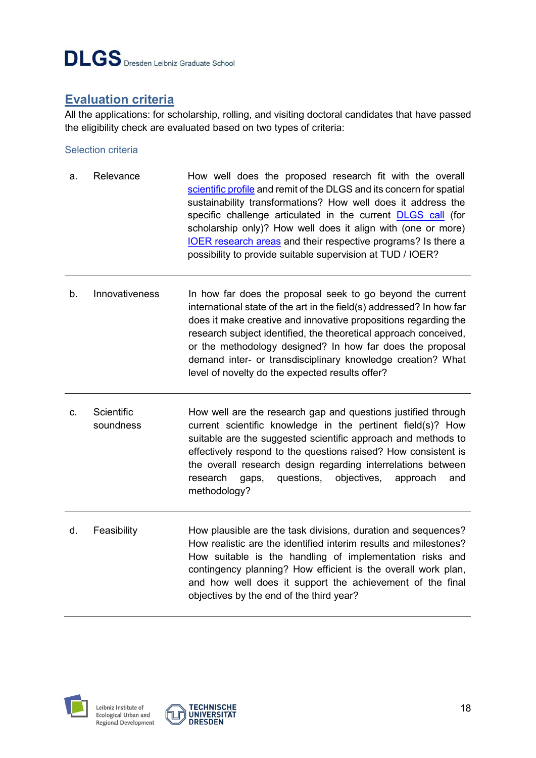## Evaluation criteria

All the applications: for scholarship, rolling, and visiting doctoral candidates that have passed the eligibility check are evaluated based on two types of criteria:

### Selection criteria

| | | |
|---|---|---|
| a. | Relevance | How well does the proposed research fit with the overall scientific profile and remit of the DLGS and its concern for spatial sustainability transformations? How well does it address the specific challenge articulated in the current DLGS call (for scholarship only)? How well does it align with (one or more) IOER research areas and their respective programs? Is there a possibility to provide suitable supervision at TUD / IOER? |
| b. | Innovativeness | In how far does the proposal seek to go beyond the current international state of the art in the field(s) addressed? In how far does it make creative and innovative propositions regarding the research subject identified, the theoretical approach conceived, or the methodology designed? In how far does the proposal demand inter- or transdisciplinary knowledge creation? What level of novelty do the expected results offer? |
| c. | Scientific soundness | How well are the research gap and questions justified through current scientific knowledge in the pertinent field(s)? How suitable are the suggested scientific approach and methods to effectively respond to the questions raised? How consistent is the overall research design regarding interrelations between research gaps, questions, objectives, approach and methodology? |
| d. | Feasibility | How plausible are the task divisions, duration and sequences? How realistic are the identified interim results and milestones? How suitable is the handling of implementation risks and contingency planning? How efficient is the overall work plan, and how well does it support the achievement of the final objectives by the end of the third year? |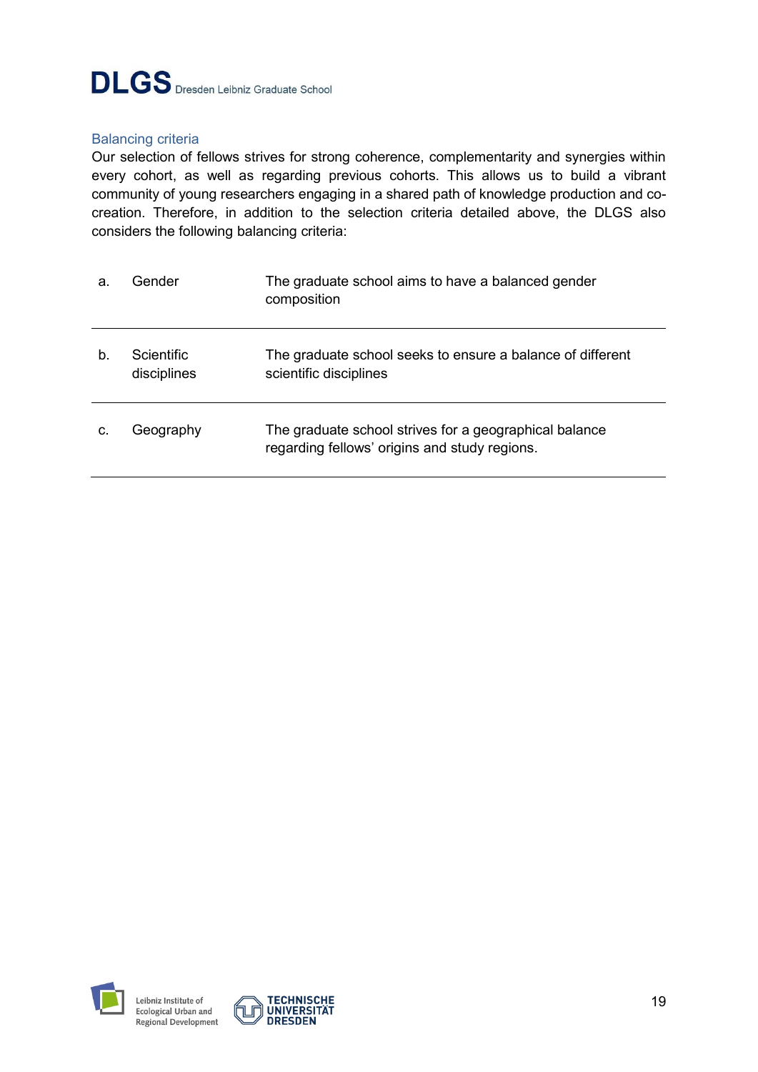## Balancing criteria

Our selection of fellows strives for strong coherence, complementarity and synergies within every cohort, as well as regarding previous cohorts. This allows us to build a vibrant community of young researchers engaging in a shared path of knowledge production and co-creation. Therefore, in addition to the selection criteria detailed above, the DLGS also considers the following balancing criteria:

| | | |
|---|---|---|
| a. | Gender | The graduate school aims to have a balanced gender composition |
| b. | Scientific disciplines | The graduate school seeks to ensure a balance of different scientific disciplines |
| c. | Geography | The graduate school strives for a geographical balance regarding fellows' origins and study regions. |